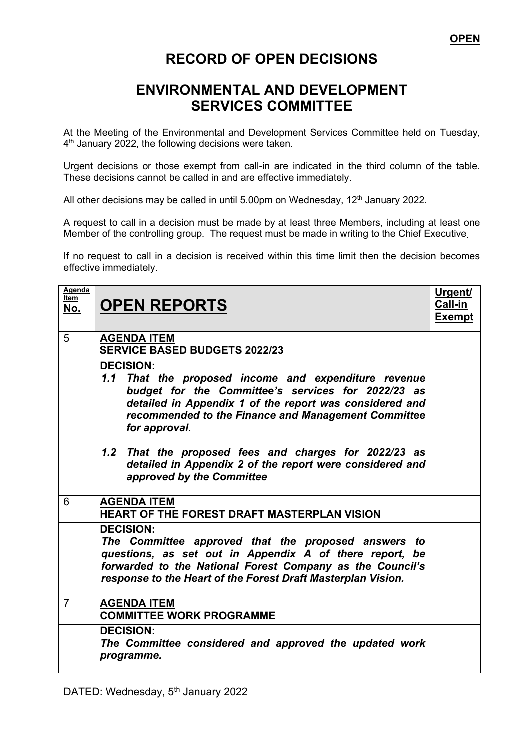**OPEN**

# RECORD OF OPEN DECISIONS

# ENVIRONMENTAL AND DEVELOPMENT SERVICES COMMITTEE

At the Meeting of the Environmental and Development Services Committee held on Tuesday, 4th January 2022, the following decisions were taken.

Urgent decisions or those exempt from call-in are indicated in the third column of the table. These decisions cannot be called in and are effective immediately.

All other decisions may be called in until 5.00pm on Wednesday, 12th January 2022.

A request to call in a decision must be made by at least three Members, including at least one Member of the controlling group. The request must be made in writing to the Chief Executive.

If no request to call in a decision is received within this time limit then the decision becomes effective immediately.

| Agenda Item No. | OPEN REPORTS | Urgent/ Call-in Exempt |
|---|---|---|
| 5 | **AGENDA ITEM**<br>**SERVICE BASED BUDGETS 2022/23** | |
| | **DECISION:**<br>***1.1 That the proposed income and expenditure revenue budget for the Committee's services for 2022/23 as detailed in Appendix 1 of the report was considered and recommended to the Finance and Management Committee for approval.***<br><br>***1.2 That the proposed fees and charges for 2022/23 as detailed in Appendix 2 of the report were considered and approved by the Committee*** | |
| 6 | **AGENDA ITEM**<br>**HEART OF THE FOREST DRAFT MASTERPLAN VISION** | |
| | **DECISION:**<br>***The Committee approved that the proposed answers to questions, as set out in Appendix A of there report, be forwarded to the National Forest Company as the Council's response to the Heart of the Forest Draft Masterplan Vision.*** | |
| 7 | **AGENDA ITEM**<br>**COMMITTEE WORK PROGRAMME** | |
| | **DECISION:**<br>***The Committee considered and approved the updated work programme.*** | |

DATED: Wednesday, 5th January 2022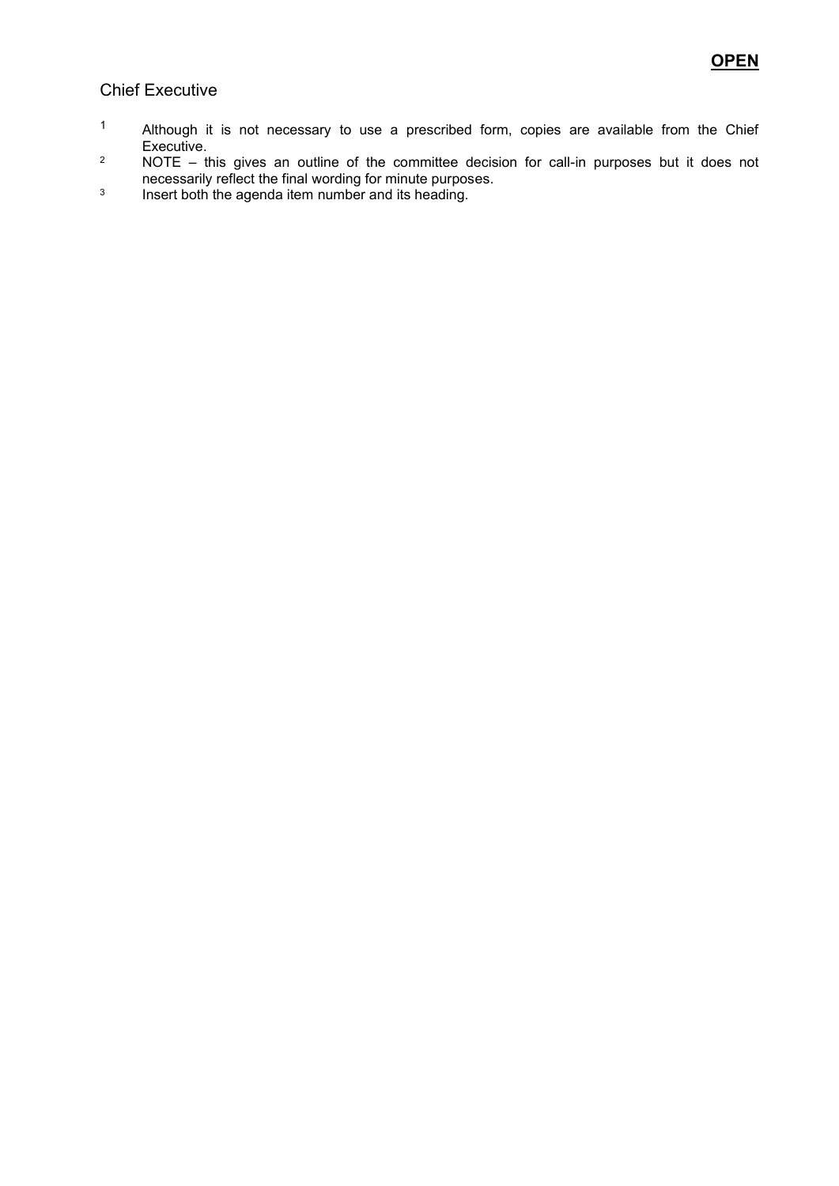**OPEN**

Chief Executive

[1] Although it is not necessary to use a prescribed form, copies are available from the Chief Executive.

[2] NOTE – this gives an outline of the committee decision for call-in purposes but it does not necessarily reflect the final wording for minute purposes.

[3] Insert both the agenda item number and its heading.